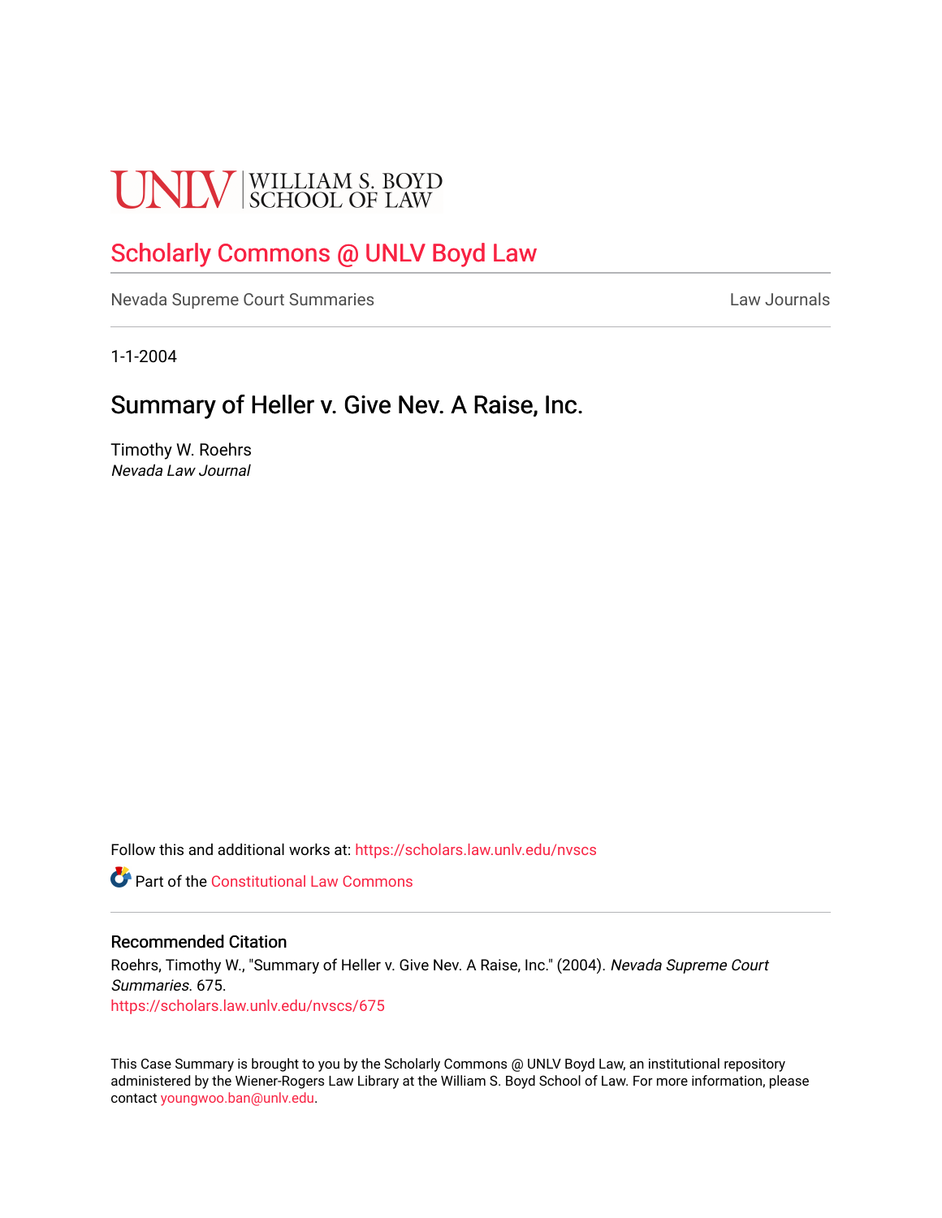UNLV | WILLIAM S. BOYD SCHOOL OF LAW

## Scholarly Commons @ UNLV Boyd Law

Nevada Supreme Court Summaries

Law Journals

1-1-2004

# Summary of Heller v. Give Nev. A Raise, Inc.

Timothy W. Roehrs

*Nevada Law Journal*

Follow this and additional works at: https://scholars.law.unlv.edu/nvscs

Part of the Constitutional Law Commons

### Recommended Citation

Roehrs, Timothy W., "Summary of Heller v. Give Nev. A Raise, Inc." (2004). *Nevada Supreme Court Summaries*. 675.

https://scholars.law.unlv.edu/nvscs/675

This Case Summary is brought to you by the Scholarly Commons @ UNLV Boyd Law, an institutional repository administered by the Wiener-Rogers Law Library at the William S. Boyd School of Law. For more information, please contact youngwoo.ban@unlv.edu.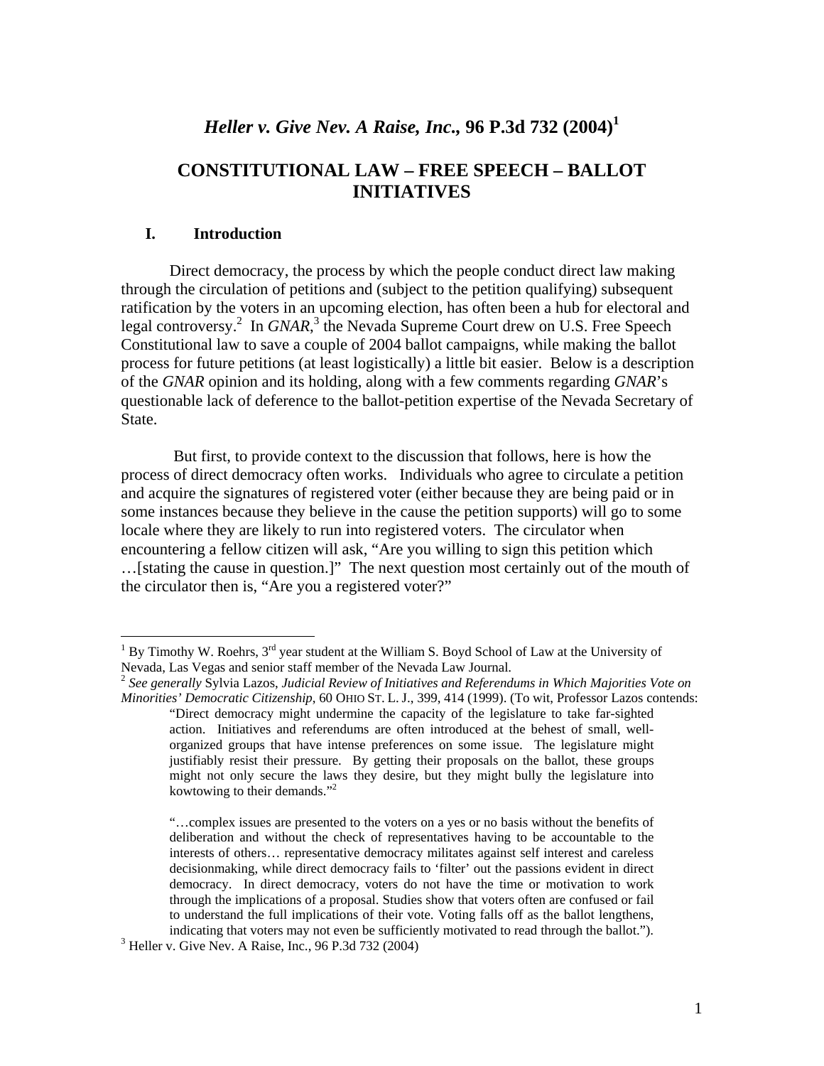## *Heller v. Give Nev. A Raise, Inc.*, 96 P.3d 732 (2004)[1]

## CONSTITUTIONAL LAW – FREE SPEECH – BALLOT INITIATIVES

### I. Introduction

Direct democracy, the process by which the people conduct direct law making through the circulation of petitions and (subject to the petition qualifying) subsequent ratification by the voters in an upcoming election, has often been a hub for electoral and legal controversy.[2] In *GNAR*,[3] the Nevada Supreme Court drew on U.S. Free Speech Constitutional law to save a couple of 2004 ballot campaigns, while making the ballot process for future petitions (at least logistically) a little bit easier. Below is a description of the *GNAR* opinion and its holding, along with a few comments regarding *GNAR*'s questionable lack of deference to the ballot-petition expertise of the Nevada Secretary of State.

But first, to provide context to the discussion that follows, here is how the process of direct democracy often works. Individuals who agree to circulate a petition and acquire the signatures of registered voter (either because they are being paid or in some instances because they believe in the cause the petition supports) will go to some locale where they are likely to run into registered voters. The circulator when encountering a fellow citizen will ask, "Are you willing to sign this petition which …[stating the cause in question.]" The next question most certainly out of the mouth of the circulator then is, "Are you a registered voter?"

---

[1] By Timothy W. Roehrs, 3rd year student at the William S. Boyd School of Law at the University of Nevada, Las Vegas and senior staff member of the Nevada Law Journal.

[2] *See generally* Sylvia Lazos, *Judicial Review of Initiatives and Referendums in Which Majorities Vote on Minorities' Democratic Citizenship*, 60 OHIO ST. L. J., 399, 414 (1999). (To wit, Professor Lazos contends:

> "Direct democracy might undermine the capacity of the legislature to take far-sighted action. Initiatives and referendums are often introduced at the behest of small, well-organized groups that have intense preferences on some issue. The legislature might justifiably resist their pressure. By getting their proposals on the ballot, these groups might not only secure the laws they desire, but they might bully the legislature into kowtowing to their demands."[2]
>
> "…complex issues are presented to the voters on a yes or no basis without the benefits of deliberation and without the check of representatives having to be accountable to the interests of others… representative democracy militates against self interest and careless decisionmaking, while direct democracy fails to 'filter' out the passions evident in direct democracy. In direct democracy, voters do not have the time or motivation to work through the implications of a proposal. Studies show that voters often are confused or fail to understand the full implications of their vote. Voting falls off as the ballot lengthens, indicating that voters may not even be sufficiently motivated to read through the ballot.").

[3] Heller v. Give Nev. A Raise, Inc., 96 P.3d 732 (2004)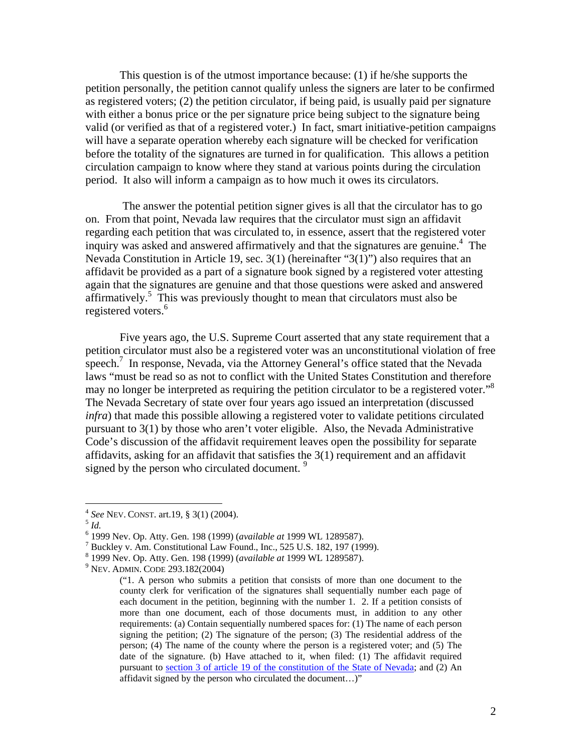This question is of the utmost importance because: (1) if he/she supports the petition personally, the petition cannot qualify unless the signers are later to be confirmed as registered voters; (2) the petition circulator, if being paid, is usually paid per signature with either a bonus price or the per signature price being subject to the signature being valid (or verified as that of a registered voter.) In fact, smart initiative-petition campaigns will have a separate operation whereby each signature will be checked for verification before the totality of the signatures are turned in for qualification. This allows a petition circulation campaign to know where they stand at various points during the circulation period. It also will inform a campaign as to how much it owes its circulators.

The answer the potential petition signer gives is all that the circulator has to go on. From that point, Nevada law requires that the circulator must sign an affidavit regarding each petition that was circulated to, in essence, assert that the registered voter inquiry was asked and answered affirmatively and that the signatures are genuine.[4] The Nevada Constitution in Article 19, sec. 3(1) (hereinafter "3(1)") also requires that an affidavit be provided as a part of a signature book signed by a registered voter attesting again that the signatures are genuine and that those questions were asked and answered affirmatively.[5] This was previously thought to mean that circulators must also be registered voters.[6]

Five years ago, the U.S. Supreme Court asserted that any state requirement that a petition circulator must also be a registered voter was an unconstitutional violation of free speech.[7] In response, Nevada, via the Attorney General's office stated that the Nevada laws "must be read so as not to conflict with the United States Constitution and therefore may no longer be interpreted as requiring the petition circulator to be a registered voter."[8] The Nevada Secretary of state over four years ago issued an interpretation (discussed *infra*) that made this possible allowing a registered voter to validate petitions circulated pursuant to 3(1) by those who aren't voter eligible. Also, the Nevada Administrative Code's discussion of the affidavit requirement leaves open the possibility for separate affidavits, asking for an affidavit that satisfies the 3(1) requirement and an affidavit signed by the person who circulated document.[9]

---

[4] *See* NEV. CONST. art.19, § 3(1) (2004).

[5] *Id.*

[6] 1999 Nev. Op. Atty. Gen. 198 (1999) (*available at* 1999 WL 1289587).

[7] Buckley v. Am. Constitutional Law Found., Inc., 525 U.S. 182, 197 (1999).

[8] 1999 Nev. Op. Atty. Gen. 198 (1999) (*available at* 1999 WL 1289587).

[9] NEV. ADMIN. CODE 293.182(2004)

> ("1. A person who submits a petition that consists of more than one document to the county clerk for verification of the signatures shall sequentially number each page of each document in the petition, beginning with the number 1. 2. If a petition consists of more than one document, each of those documents must, in addition to any other requirements: (a) Contain sequentially numbered spaces for: (1) The name of each person signing the petition; (2) The signature of the person; (3) The residential address of the person; (4) The name of the county where the person is a registered voter; and (5) The date of the signature. (b) Have attached to it, when filed: (1) The affidavit required pursuant to section 3 of article 19 of the constitution of the State of Nevada; and (2) An affidavit signed by the person who circulated the document…)"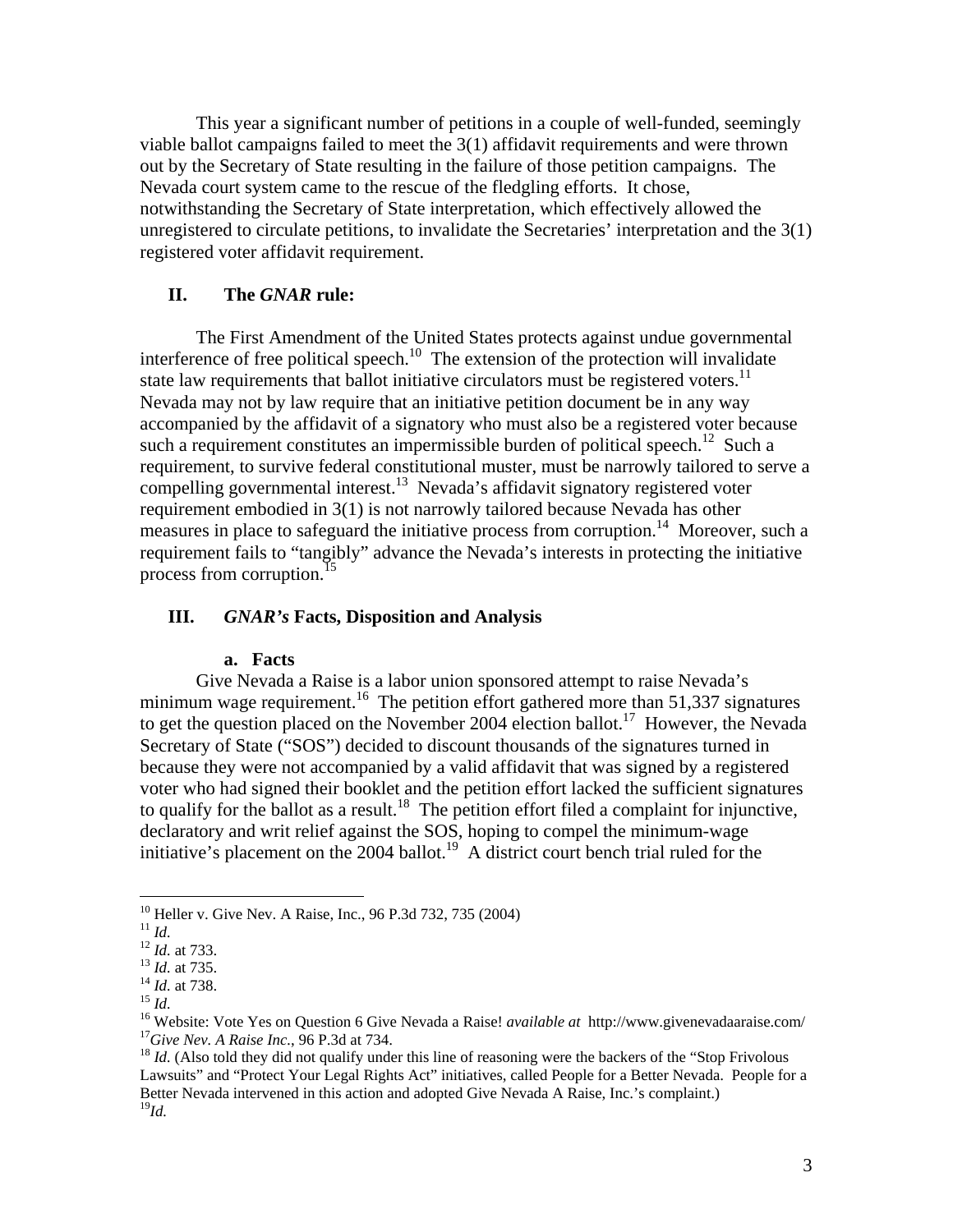This year a significant number of petitions in a couple of well-funded, seemingly viable ballot campaigns failed to meet the 3(1) affidavit requirements and were thrown out by the Secretary of State resulting in the failure of those petition campaigns. The Nevada court system came to the rescue of the fledgling efforts. It chose, notwithstanding the Secretary of State interpretation, which effectively allowed the unregistered to circulate petitions, to invalidate the Secretaries' interpretation and the 3(1) registered voter affidavit requirement.

## II. The *GNAR* rule:

The First Amendment of the United States protects against undue governmental interference of free political speech.[10] The extension of the protection will invalidate state law requirements that ballot initiative circulators must be registered voters.[11] Nevada may not by law require that an initiative petition document be in any way accompanied by the affidavit of a signatory who must also be a registered voter because such a requirement constitutes an impermissible burden of political speech.[12] Such a requirement, to survive federal constitutional muster, must be narrowly tailored to serve a compelling governmental interest.[13] Nevada's affidavit signatory registered voter requirement embodied in 3(1) is not narrowly tailored because Nevada has other measures in place to safeguard the initiative process from corruption.[14] Moreover, such a requirement fails to "tangibly" advance the Nevada's interests in protecting the initiative process from corruption.[15]

## III. *GNAR's* Facts, Disposition and Analysis

### a. Facts

Give Nevada a Raise is a labor union sponsored attempt to raise Nevada's minimum wage requirement.[16] The petition effort gathered more than 51,337 signatures to get the question placed on the November 2004 election ballot.[17] However, the Nevada Secretary of State ("SOS") decided to discount thousands of the signatures turned in because they were not accompanied by a valid affidavit that was signed by a registered voter who had signed their booklet and the petition effort lacked the sufficient signatures to qualify for the ballot as a result.[18] The petition effort filed a complaint for injunctive, declaratory and writ relief against the SOS, hoping to compel the minimum-wage initiative's placement on the 2004 ballot.[19] A district court bench trial ruled for the

---

[10] Heller v. Give Nev. A Raise, Inc., 96 P.3d 732, 735 (2004)
[11] *Id.*
[12] *Id.* at 733.
[13] *Id.* at 735.
[14] *Id.* at 738.
[15] *Id.*
[16] Website: Vote Yes on Question 6 Give Nevada a Raise! *available at* http://www.givenevadaaraise.com/
[17] *Give Nev. A Raise Inc.*, 96 P.3d at 734.
[18] *Id.* (Also told they did not qualify under this line of reasoning were the backers of the "Stop Frivolous Lawsuits" and "Protect Your Legal Rights Act" initiatives, called People for a Better Nevada. People for a Better Nevada intervened in this action and adopted Give Nevada A Raise, Inc.'s complaint.)
[19] *Id.*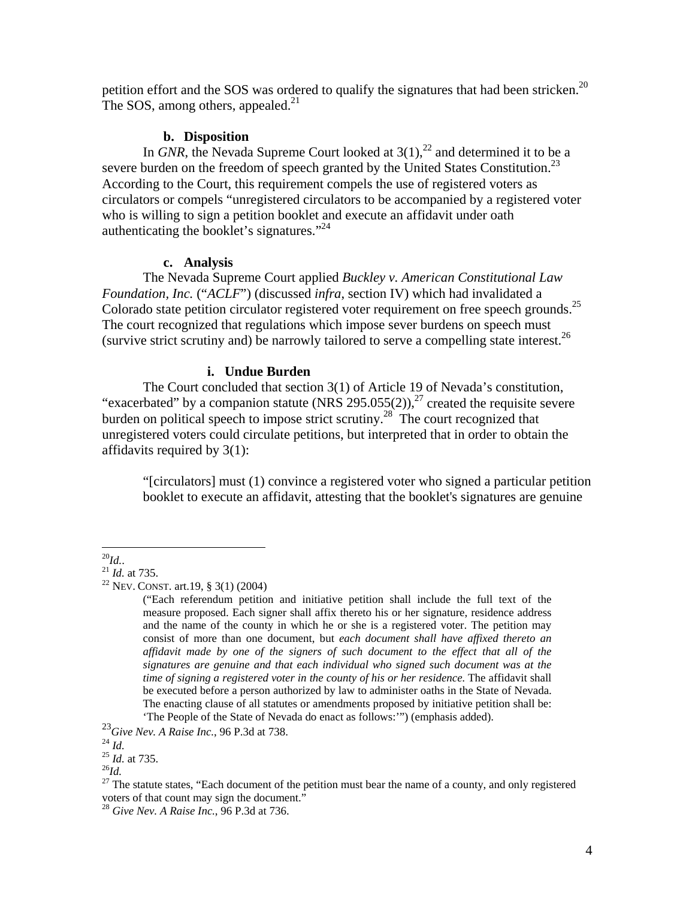petition effort and the SOS was ordered to qualify the signatures that had been stricken.[20] The SOS, among others, appealed.[21]

#### b. Disposition

In *GNR*, the Nevada Supreme Court looked at 3(1),[22] and determined it to be a severe burden on the freedom of speech granted by the United States Constitution.[23] According to the Court, this requirement compels the use of registered voters as circulators or compels "unregistered circulators to be accompanied by a registered voter who is willing to sign a petition booklet and execute an affidavit under oath authenticating the booklet's signatures."[24]

#### c. Analysis

The Nevada Supreme Court applied *Buckley v. American Constitutional Law Foundation, Inc.* ("*ACLF*") (discussed *infra*, section IV) which had invalidated a Colorado state petition circulator registered voter requirement on free speech grounds.[25] The court recognized that regulations which impose sever burdens on speech must (survive strict scrutiny and) be narrowly tailored to serve a compelling state interest.[26]

##### i. Undue Burden

The Court concluded that section 3(1) of Article 19 of Nevada's constitution, "exacerbated" by a companion statute (NRS 295.055(2)),[27] created the requisite severe burden on political speech to impose strict scrutiny.[28] The court recognized that unregistered voters could circulate petitions, but interpreted that in order to obtain the affidavits required by 3(1):

> "[circulators] must (1) convince a registered voter who signed a particular petition booklet to execute an affidavit, attesting that the booklet's signatures are genuine

---

[20] *Id.*.

[21] *Id.* at 735.

[22] NEV. CONST. art.19, § 3(1) (2004)

> ("Each referendum petition and initiative petition shall include the full text of the measure proposed. Each signer shall affix thereto his or her signature, residence address and the name of the county in which he or she is a registered voter. The petition may consist of more than one document, but *each document shall have affixed thereto an affidavit made by one of the signers of such document to the effect that all of the signatures are genuine and that each individual who signed such document was at the time of signing a registered voter in the county of his or her residence.* The affidavit shall be executed before a person authorized by law to administer oaths in the State of Nevada. The enacting clause of all statutes or amendments proposed by initiative petition shall be: 'The People of the State of Nevada do enact as follows:'") (emphasis added).

[23] *Give Nev. A Raise Inc.*, 96 P.3d at 738.

[24] *Id.*

[25] *Id.* at 735.

[26] *Id.*

[27] The statute states, "Each document of the petition must bear the name of a county, and only registered voters of that count may sign the document."

[28] *Give Nev. A Raise Inc.*, 96 P.3d at 736.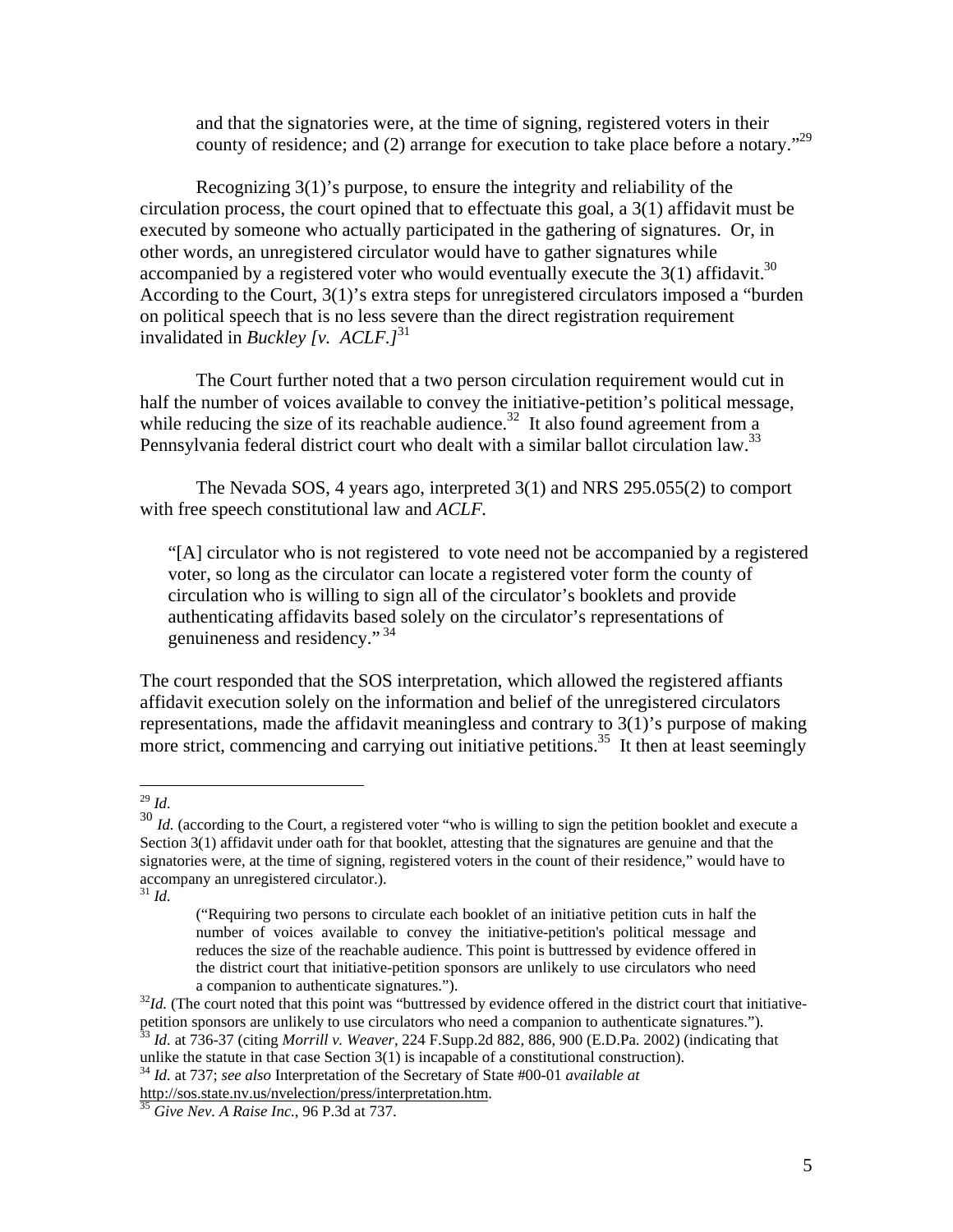and that the signatories were, at the time of signing, registered voters in their county of residence; and (2) arrange for execution to take place before a notary."[29]

Recognizing 3(1)'s purpose, to ensure the integrity and reliability of the circulation process, the court opined that to effectuate this goal, a 3(1) affidavit must be executed by someone who actually participated in the gathering of signatures. Or, in other words, an unregistered circulator would have to gather signatures while accompanied by a registered voter who would eventually execute the 3(1) affidavit.[30] According to the Court, 3(1)'s extra steps for unregistered circulators imposed a "burden on political speech that is no less severe than the direct registration requirement invalidated in *Buckley [v. ACLF.]*[31]

The Court further noted that a two person circulation requirement would cut in half the number of voices available to convey the initiative-petition's political message, while reducing the size of its reachable audience.[32] It also found agreement from a Pennsylvania federal district court who dealt with a similar ballot circulation law.[33]

The Nevada SOS, 4 years ago, interpreted 3(1) and NRS 295.055(2) to comport with free speech constitutional law and *ACLF.*

> "[A] circulator who is not registered to vote need not be accompanied by a registered voter, so long as the circulator can locate a registered voter form the county of circulation who is willing to sign all of the circulator's booklets and provide authenticating affidavits based solely on the circulator's representations of genuineness and residency." [34]

The court responded that the SOS interpretation, which allowed the registered affiants affidavit execution solely on the information and belief of the unregistered circulators representations, made the affidavit meaningless and contrary to 3(1)'s purpose of making more strict, commencing and carrying out initiative petitions.[35] It then at least seemingly

---

[29] *Id.*

[30] *Id.* (according to the Court, a registered voter "who is willing to sign the petition booklet and execute a Section 3(1) affidavit under oath for that booklet, attesting that the signatures are genuine and that the signatories were, at the time of signing, registered voters in the count of their residence," would have to accompany an unregistered circulator.).

[31] *Id.*

> ("Requiring two persons to circulate each booklet of an initiative petition cuts in half the number of voices available to convey the initiative-petition's political message and reduces the size of the reachable audience. This point is buttressed by evidence offered in the district court that initiative-petition sponsors are unlikely to use circulators who need a companion to authenticate signatures.").

[32] *Id.* (The court noted that this point was "buttressed by evidence offered in the district court that initiative-petition sponsors are unlikely to use circulators who need a companion to authenticate signatures.").

[33] *Id.* at 736-37 (citing *Morrill v. Weaver*, 224 F.Supp.2d 882, 886, 900 (E.D.Pa. 2002) (indicating that unlike the statute in that case Section 3(1) is incapable of a constitutional construction).

[34] *Id.* at 737; *see also* Interpretation of the Secretary of State #00-01 *available at* http://sos.state.nv.us/nvelection/press/interpretation.htm.

[35] *Give Nev. A Raise Inc.*, 96 P.3d at 737.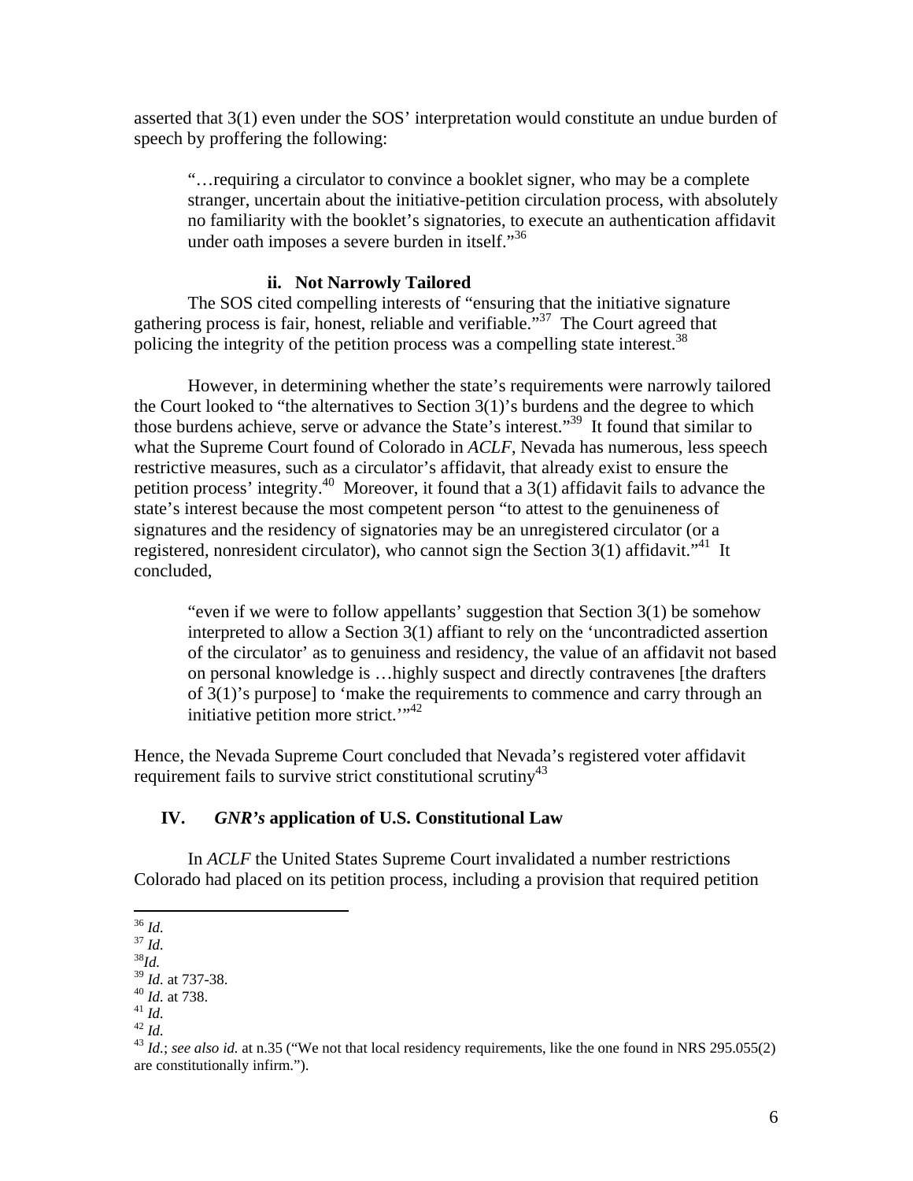asserted that 3(1) even under the SOS' interpretation would constitute an undue burden of speech by proffering the following:

> "…requiring a circulator to convince a booklet signer, who may be a complete stranger, uncertain about the initiative-petition circulation process, with absolutely no familiarity with the booklet's signatories, to execute an authentication affidavit under oath imposes a severe burden in itself."[36]

#### ii. Not Narrowly Tailored

The SOS cited compelling interests of "ensuring that the initiative signature gathering process is fair, honest, reliable and verifiable."[37] The Court agreed that policing the integrity of the petition process was a compelling state interest.[38]

However, in determining whether the state's requirements were narrowly tailored the Court looked to "the alternatives to Section 3(1)'s burdens and the degree to which those burdens achieve, serve or advance the State's interest."[39] It found that similar to what the Supreme Court found of Colorado in *ACLF*, Nevada has numerous, less speech restrictive measures, such as a circulator's affidavit, that already exist to ensure the petition process' integrity.[40] Moreover, it found that a 3(1) affidavit fails to advance the state's interest because the most competent person "to attest to the genuineness of signatures and the residency of signatories may be an unregistered circulator (or a registered, nonresident circulator), who cannot sign the Section 3(1) affidavit."[41] It concluded,

> "even if we were to follow appellants' suggestion that Section 3(1) be somehow interpreted to allow a Section 3(1) affiant to rely on the 'uncontradicted assertion of the circulator' as to genuiness and residency, the value of an affidavit not based on personal knowledge is …highly suspect and directly contravenes [the drafters of 3(1)'s purpose] to 'make the requirements to commence and carry through an initiative petition more strict.'"[42]

Hence, the Nevada Supreme Court concluded that Nevada's registered voter affidavit requirement fails to survive strict constitutional scrutiny[43]

## IV. *GNR's* application of U.S. Constitutional Law

In *ACLF* the United States Supreme Court invalidated a number restrictions Colorado had placed on its petition process, including a provision that required petition

---

[36] *Id.*
[37] *Id.*
[38] *Id.*
[39] *Id.* at 737-38.
[40] *Id.* at 738.
[41] *Id.*
[42] *Id.*
[43] *Id.*; *see also id.* at n.35 ("We not that local residency requirements, like the one found in NRS 295.055(2) are constitutionally infirm.").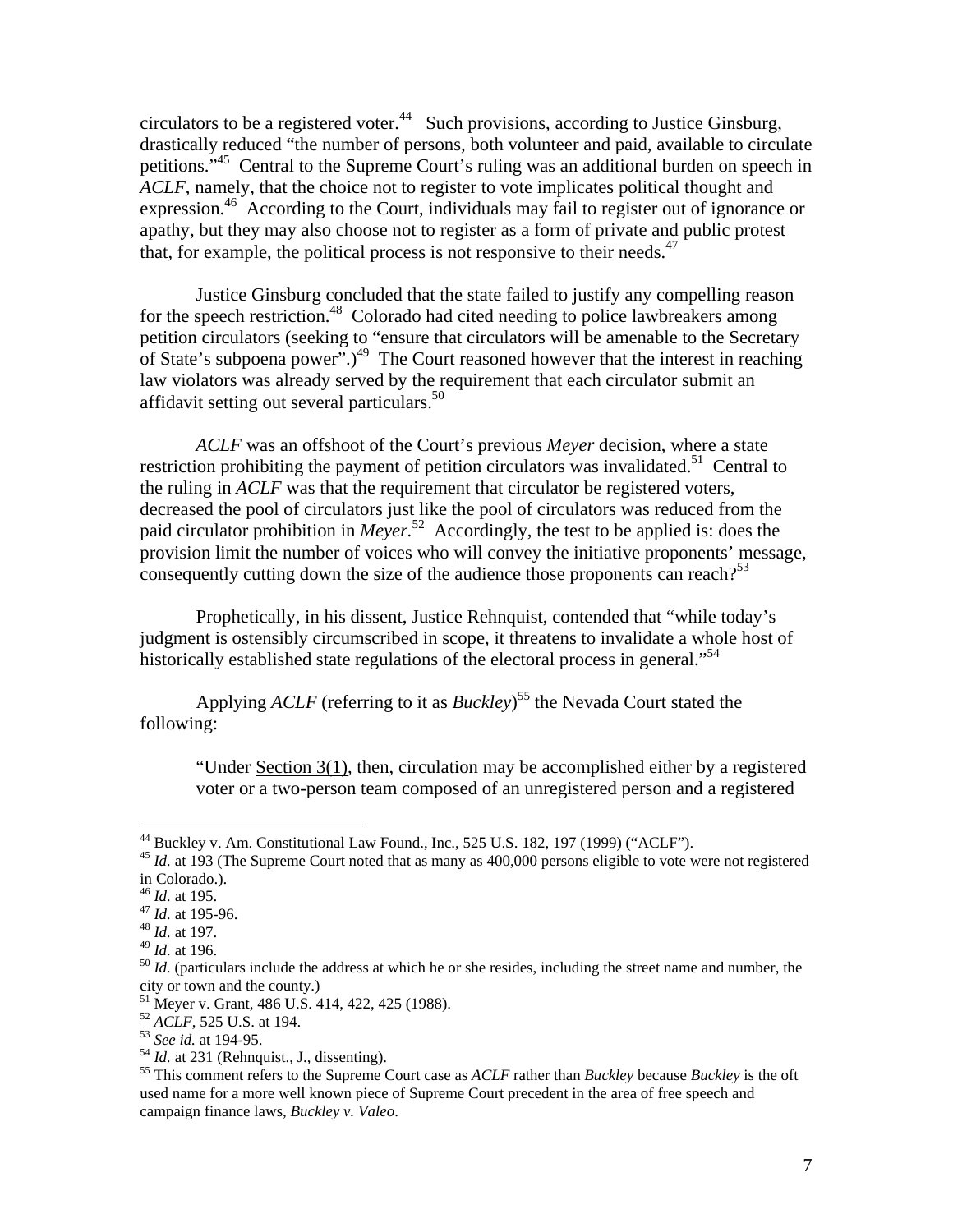circulators to be a registered voter.[44] Such provisions, according to Justice Ginsburg, drastically reduced "the number of persons, both volunteer and paid, available to circulate petitions."[45] Central to the Supreme Court's ruling was an additional burden on speech in *ACLF*, namely, that the choice not to register to vote implicates political thought and expression.[46] According to the Court, individuals may fail to register out of ignorance or apathy, but they may also choose not to register as a form of private and public protest that, for example, the political process is not responsive to their needs.[47]

Justice Ginsburg concluded that the state failed to justify any compelling reason for the speech restriction.[48] Colorado had cited needing to police lawbreakers among petition circulators (seeking to "ensure that circulators will be amenable to the Secretary of State's subpoena power".)[49] The Court reasoned however that the interest in reaching law violators was already served by the requirement that each circulator submit an affidavit setting out several particulars.[50]

*ACLF* was an offshoot of the Court's previous *Meyer* decision, where a state restriction prohibiting the payment of petition circulators was invalidated.[51] Central to the ruling in *ACLF* was that the requirement that circulator be registered voters, decreased the pool of circulators just like the pool of circulators was reduced from the paid circulator prohibition in *Meyer.*[52] Accordingly, the test to be applied is: does the provision limit the number of voices who will convey the initiative proponents' message, consequently cutting down the size of the audience those proponents can reach?[53]

Prophetically, in his dissent, Justice Rehnquist, contended that "while today's judgment is ostensibly circumscribed in scope, it threatens to invalidate a whole host of historically established state regulations of the electoral process in general."[54]

Applying *ACLF* (referring to it as *Buckley*)[55] the Nevada Court stated the following:

> "Under Section 3(1), then, circulation may be accomplished either by a registered voter or a two-person team composed of an unregistered person and a registered

---

[44] Buckley v. Am. Constitutional Law Found., Inc., 525 U.S. 182, 197 (1999) ("ACLF").

[45] *Id.* at 193 (The Supreme Court noted that as many as 400,000 persons eligible to vote were not registered in Colorado.).

[46] *Id.* at 195.

[47] *Id.* at 195-96.

[48] *Id.* at 197.

[49] *Id.* at 196.

[50] *Id.* (particulars include the address at which he or she resides, including the street name and number, the city or town and the county.)

[51] Meyer v. Grant, 486 U.S. 414, 422, 425 (1988).

[52] *ACLF*, 525 U.S. at 194.

[53] *See id.* at 194-95.

[54] *Id.* at 231 (Rehnquist., J., dissenting).

[55] This comment refers to the Supreme Court case as *ACLF* rather than *Buckley* because *Buckley* is the oft used name for a more well known piece of Supreme Court precedent in the area of free speech and campaign finance laws, *Buckley v. Valeo*.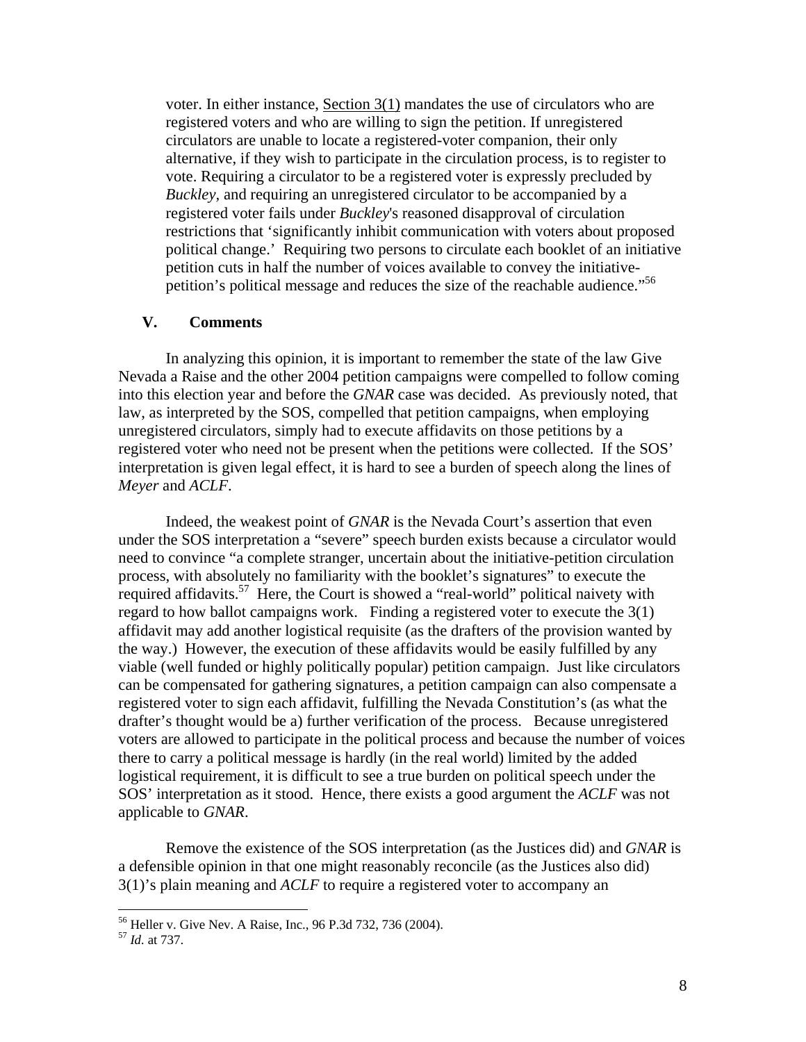voter. In either instance, Section 3(1) mandates the use of circulators who are registered voters and who are willing to sign the petition. If unregistered circulators are unable to locate a registered-voter companion, their only alternative, if they wish to participate in the circulation process, is to register to vote. Requiring a circulator to be a registered voter is expressly precluded by *Buckley*, and requiring an unregistered circulator to be accompanied by a registered voter fails under *Buckley*'s reasoned disapproval of circulation restrictions that 'significantly inhibit communication with voters about proposed political change.' Requiring two persons to circulate each booklet of an initiative petition cuts in half the number of voices available to convey the initiative-petition's political message and reduces the size of the reachable audience."[56]

## V. Comments

In analyzing this opinion, it is important to remember the state of the law Give Nevada a Raise and the other 2004 petition campaigns were compelled to follow coming into this election year and before the *GNAR* case was decided. As previously noted, that law, as interpreted by the SOS, compelled that petition campaigns, when employing unregistered circulators, simply had to execute affidavits on those petitions by a registered voter who need not be present when the petitions were collected. If the SOS' interpretation is given legal effect, it is hard to see a burden of speech along the lines of *Meyer* and *ACLF*.

Indeed, the weakest point of *GNAR* is the Nevada Court's assertion that even under the SOS interpretation a "severe" speech burden exists because a circulator would need to convince "a complete stranger, uncertain about the initiative-petition circulation process, with absolutely no familiarity with the booklet's signatures" to execute the required affidavits.[57] Here, the Court is showed a "real-world" political naivety with regard to how ballot campaigns work. Finding a registered voter to execute the 3(1) affidavit may add another logistical requisite (as the drafters of the provision wanted by the way.) However, the execution of these affidavits would be easily fulfilled by any viable (well funded or highly politically popular) petition campaign. Just like circulators can be compensated for gathering signatures, a petition campaign can also compensate a registered voter to sign each affidavit, fulfilling the Nevada Constitution's (as what the drafter's thought would be a) further verification of the process. Because unregistered voters are allowed to participate in the political process and because the number of voices there to carry a political message is hardly (in the real world) limited by the added logistical requirement, it is difficult to see a true burden on political speech under the SOS' interpretation as it stood. Hence, there exists a good argument the *ACLF* was not applicable to *GNAR*.

Remove the existence of the SOS interpretation (as the Justices did) and *GNAR* is a defensible opinion in that one might reasonably reconcile (as the Justices also did) 3(1)'s plain meaning and *ACLF* to require a registered voter to accompany an

---

[56] Heller v. Give Nev. A Raise, Inc., 96 P.3d 732, 736 (2004).

[57] *Id.* at 737.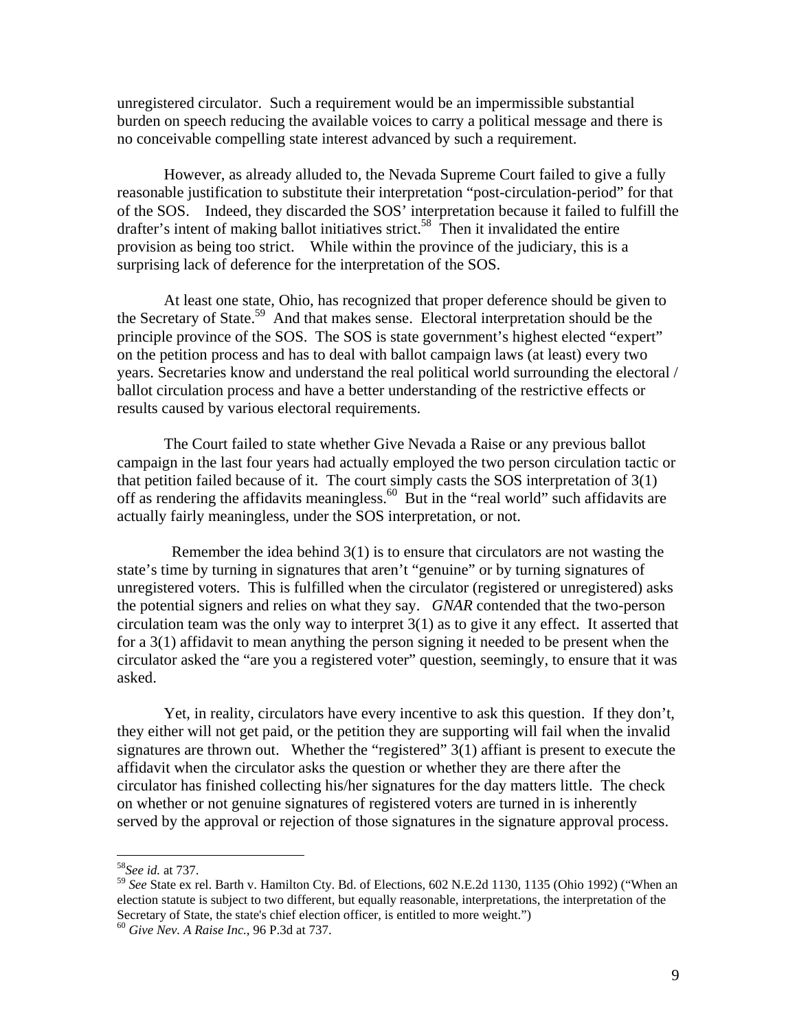unregistered circulator. Such a requirement would be an impermissible substantial burden on speech reducing the available voices to carry a political message and there is no conceivable compelling state interest advanced by such a requirement.

However, as already alluded to, the Nevada Supreme Court failed to give a fully reasonable justification to substitute their interpretation "post-circulation-period" for that of the SOS. Indeed, they discarded the SOS' interpretation because it failed to fulfill the drafter's intent of making ballot initiatives strict.[58] Then it invalidated the entire provision as being too strict. While within the province of the judiciary, this is a surprising lack of deference for the interpretation of the SOS.

At least one state, Ohio, has recognized that proper deference should be given to the Secretary of State.[59] And that makes sense. Electoral interpretation should be the principle province of the SOS. The SOS is state government's highest elected "expert" on the petition process and has to deal with ballot campaign laws (at least) every two years. Secretaries know and understand the real political world surrounding the electoral / ballot circulation process and have a better understanding of the restrictive effects or results caused by various electoral requirements.

The Court failed to state whether Give Nevada a Raise or any previous ballot campaign in the last four years had actually employed the two person circulation tactic or that petition failed because of it. The court simply casts the SOS interpretation of 3(1) off as rendering the affidavits meaningless.[60] But in the "real world" such affidavits are actually fairly meaningless, under the SOS interpretation, or not.

Remember the idea behind 3(1) is to ensure that circulators are not wasting the state's time by turning in signatures that aren't "genuine" or by turning signatures of unregistered voters. This is fulfilled when the circulator (registered or unregistered) asks the potential signers and relies on what they say. *GNAR* contended that the two-person circulation team was the only way to interpret 3(1) as to give it any effect. It asserted that for a 3(1) affidavit to mean anything the person signing it needed to be present when the circulator asked the "are you a registered voter" question, seemingly, to ensure that it was asked.

Yet, in reality, circulators have every incentive to ask this question. If they don't, they either will not get paid, or the petition they are supporting will fail when the invalid signatures are thrown out. Whether the "registered" 3(1) affiant is present to execute the affidavit when the circulator asks the question or whether they are there after the circulator has finished collecting his/her signatures for the day matters little. The check on whether or not genuine signatures of registered voters are turned in is inherently served by the approval or rejection of those signatures in the signature approval process.

---

[58] *See id.* at 737.

[59] *See* State ex rel. Barth v. Hamilton Cty. Bd. of Elections, 602 N.E.2d 1130, 1135 (Ohio 1992) ("When an election statute is subject to two different, but equally reasonable, interpretations, the interpretation of the Secretary of State, the state's chief election officer, is entitled to more weight.")

[60] *Give Nev. A Raise Inc.*, 96 P.3d at 737.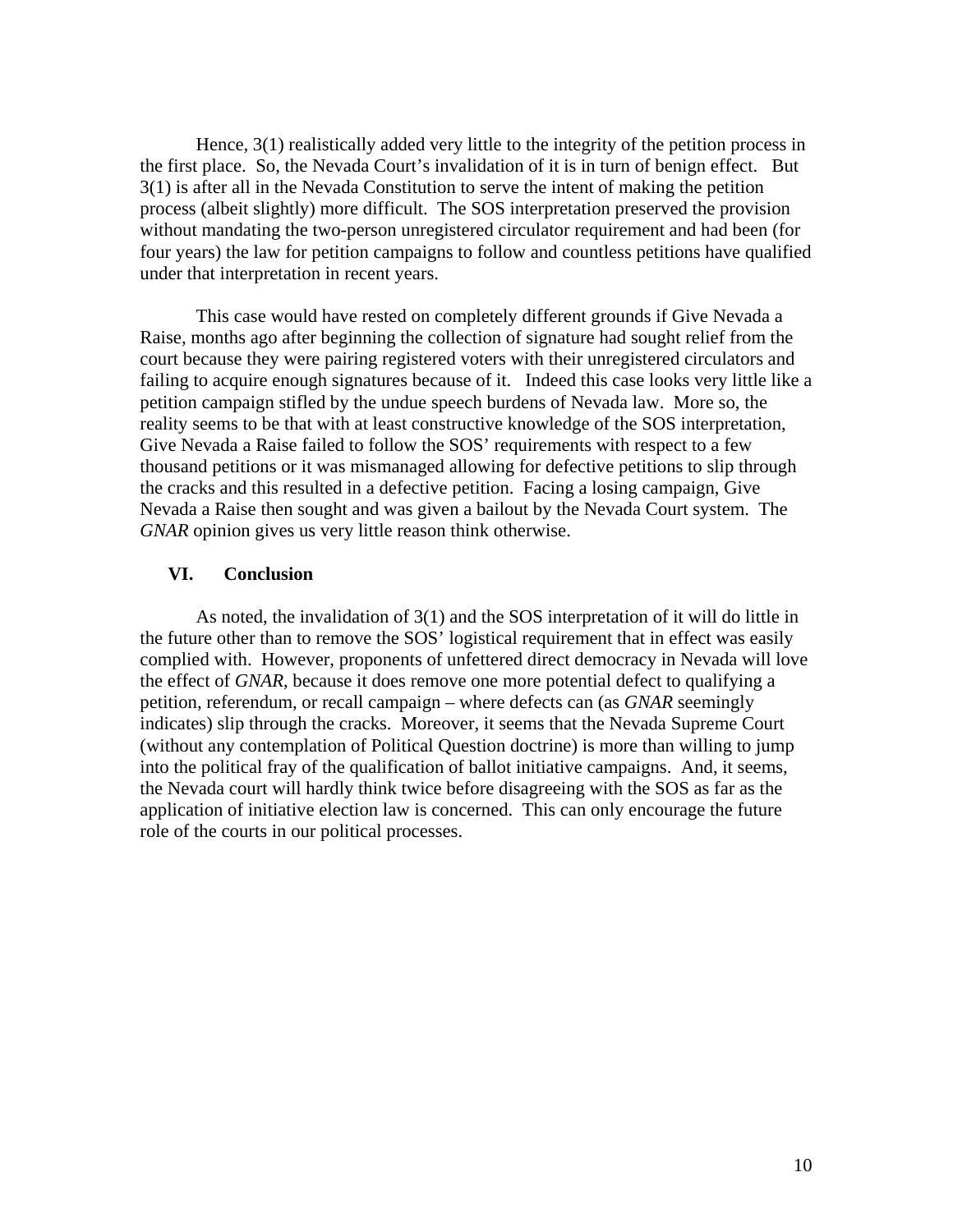Hence, 3(1) realistically added very little to the integrity of the petition process in the first place. So, the Nevada Court's invalidation of it is in turn of benign effect. But 3(1) is after all in the Nevada Constitution to serve the intent of making the petition process (albeit slightly) more difficult. The SOS interpretation preserved the provision without mandating the two-person unregistered circulator requirement and had been (for four years) the law for petition campaigns to follow and countless petitions have qualified under that interpretation in recent years.

This case would have rested on completely different grounds if Give Nevada a Raise, months ago after beginning the collection of signature had sought relief from the court because they were pairing registered voters with their unregistered circulators and failing to acquire enough signatures because of it. Indeed this case looks very little like a petition campaign stifled by the undue speech burdens of Nevada law. More so, the reality seems to be that with at least constructive knowledge of the SOS interpretation, Give Nevada a Raise failed to follow the SOS' requirements with respect to a few thousand petitions or it was mismanaged allowing for defective petitions to slip through the cracks and this resulted in a defective petition. Facing a losing campaign, Give Nevada a Raise then sought and was given a bailout by the Nevada Court system. The *GNAR* opinion gives us very little reason think otherwise.

## VI. Conclusion

As noted, the invalidation of 3(1) and the SOS interpretation of it will do little in the future other than to remove the SOS' logistical requirement that in effect was easily complied with. However, proponents of unfettered direct democracy in Nevada will love the effect of *GNAR*, because it does remove one more potential defect to qualifying a petition, referendum, or recall campaign – where defects can (as *GNAR* seemingly indicates) slip through the cracks. Moreover, it seems that the Nevada Supreme Court (without any contemplation of Political Question doctrine) is more than willing to jump into the political fray of the qualification of ballot initiative campaigns. And, it seems, the Nevada court will hardly think twice before disagreeing with the SOS as far as the application of initiative election law is concerned. This can only encourage the future role of the courts in our political processes.